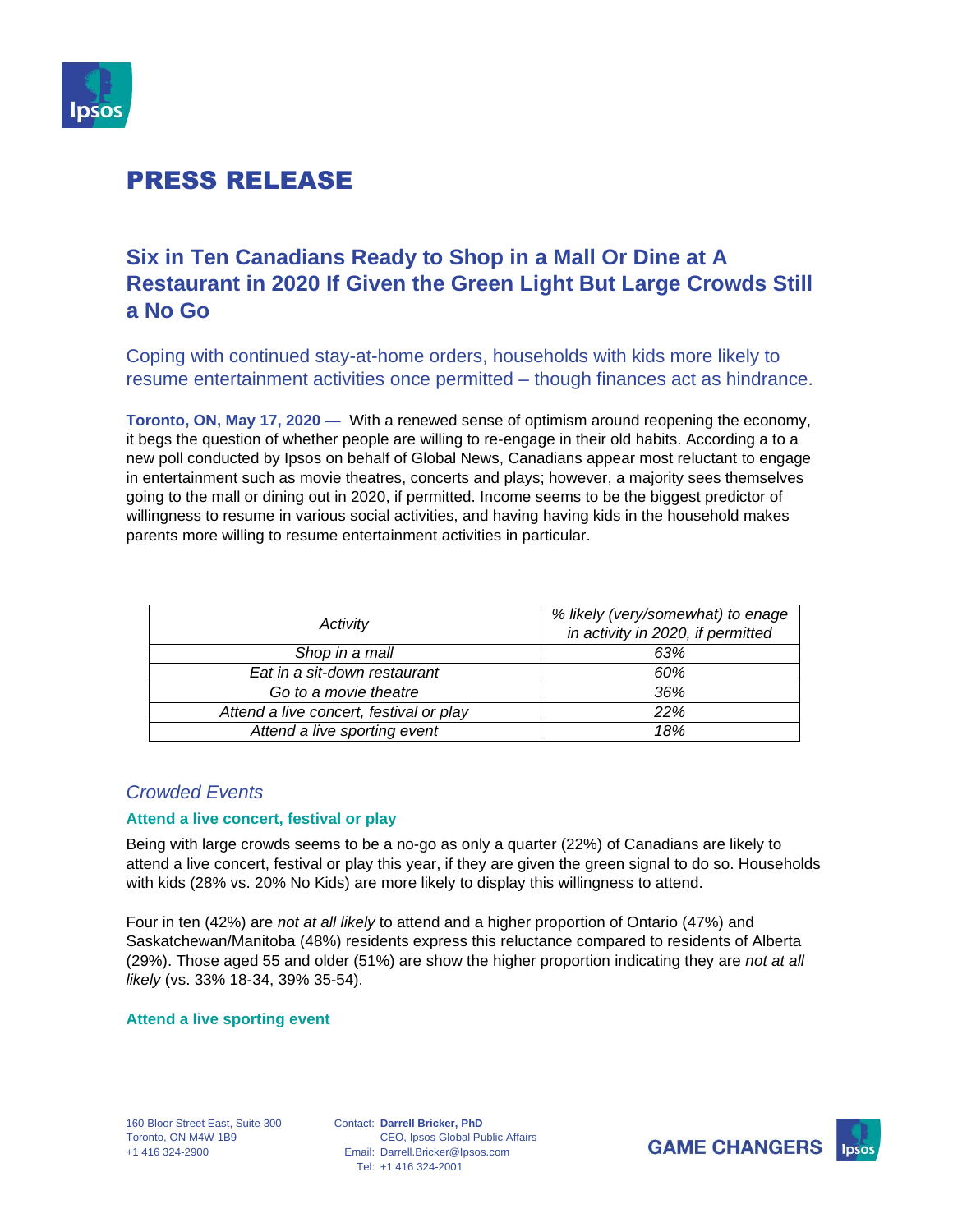# PRESS RELEASE

## Six in Ten Canadians Ready to Shop in a Mall Or Dine at A Restaurant in 2020 If Given the Green Light But Large Crowds Still a No Go

Coping with continued stay-at-home orders, households with kids more likely to resume entertainment activities once permitted – though finances act as hindrance.

**Toronto, ON, May 17, 2020 —** With a renewed sense of optimism around reopening the economy, it begs the question of whether people are willing to re-engage in their old habits. According a to a new poll conducted by Ipsos on behalf of Global News, Canadians appear most reluctant to engage in entertainment such as movie theatres, concerts and plays; however, a majority sees themselves going to the mall or dining out in 2020, if permitted. Income seems to be the biggest predictor of willingness to resume in various social activities, and having having kids in the household makes parents more willing to resume entertainment activities in particular.

| *Activity* | *% likely (very/somewhat) to enage in activity in 2020, if permitted* |
|---|---|
| *Shop in a mall* | *63%* |
| *Eat in a sit-down restaurant* | *60%* |
| *Go to a movie theatre* | *36%* |
| *Attend a live concert, festival or play* | *22%* |
| *Attend a live sporting event* | *18%* |

### *Crowded Events*

#### Attend a live concert, festival or play

Being with large crowds seems to be a no-go as only a quarter (22%) of Canadians are likely to attend a live concert, festival or play this year, if they are given the green signal to do so. Households with kids (28% vs. 20% No Kids) are more likely to display this willingness to attend.

Four in ten (42%) are *not at all likely* to attend and a higher proportion of Ontario (47%) and Saskatchewan/Manitoba (48%) residents express this reluctance compared to residents of Alberta (29%). Those aged 55 and older (51%) are show the higher proportion indicating they are *not at all likely* (vs. 33% 18-34, 39% 35-54).

#### Attend a live sporting event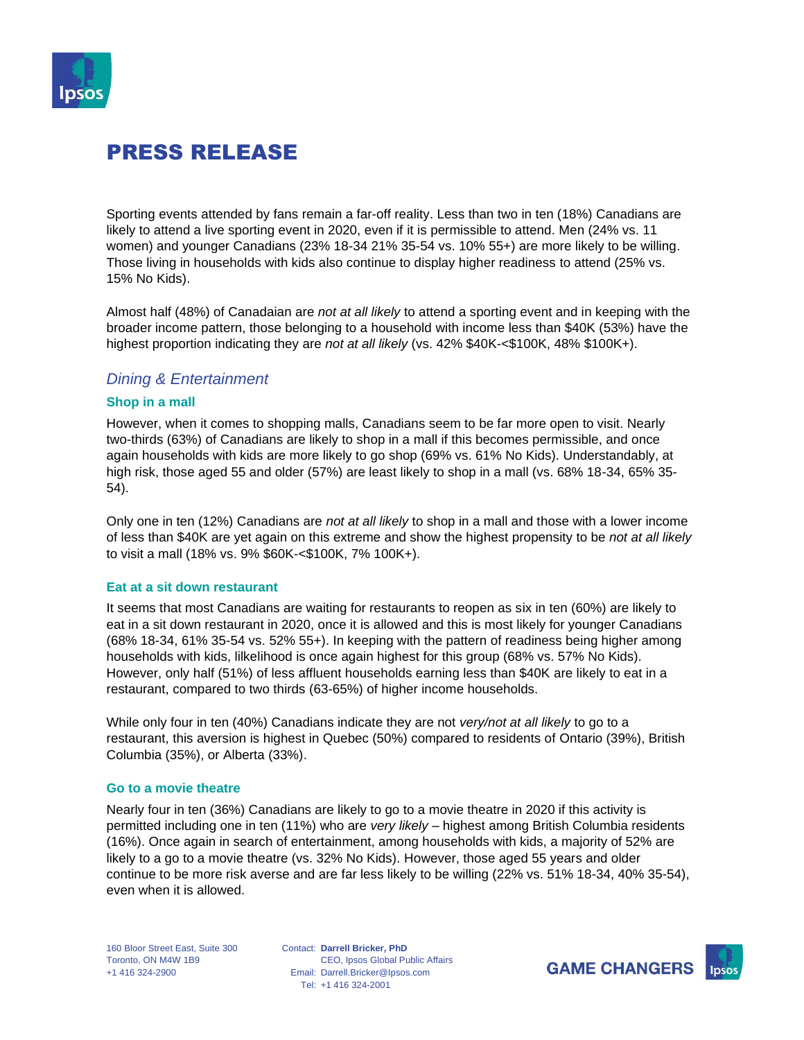# PRESS RELEASE

Sporting events attended by fans remain a far-off reality. Less than two in ten (18%) Canadians are likely to attend a live sporting event in 2020, even if it is permissible to attend. Men (24% vs. 11 women) and younger Canadians (23% 18-34 21% 35-54 vs. 10% 55+) are more likely to be willing. Those living in households with kids also continue to display higher readiness to attend (25% vs. 15% No Kids).

Almost half (48%) of Canadaian are *not at all likely* to attend a sporting event and in keeping with the broader income pattern, those belonging to a household with income less than $40K (53%) have the highest proportion indicating they are *not at all likely* (vs. 42% $40K-<$100K, 48% $100K+).

## *Dining & Entertainment*

### Shop in a mall

However, when it comes to shopping malls, Canadians seem to be far more open to visit. Nearly two-thirds (63%) of Canadians are likely to shop in a mall if this becomes permissible, and once again households with kids are more likely to go shop (69% vs. 61% No Kids). Understandably, at high risk, those aged 55 and older (57%) are least likely to shop in a mall (vs. 68% 18-34, 65% 35-54).

Only one in ten (12%) Canadians are *not at all likely* to shop in a mall and those with a lower income of less than $40K are yet again on this extreme and show the highest propensity to be *not at all likely* to visit a mall (18% vs. 9% $60K-<$100K, 7% 100K+).

### Eat at a sit down restaurant

It seems that most Canadians are waiting for restaurants to reopen as six in ten (60%) are likely to eat in a sit down restaurant in 2020, once it is allowed and this is most likely for younger Canadians (68% 18-34, 61% 35-54 vs. 52% 55+). In keeping with the pattern of readiness being higher among households with kids, lilkelihood is once again highest for this group (68% vs. 57% No Kids). However, only half (51%) of less affluent households earning less than $40K are likely to eat in a restaurant, compared to two thirds (63-65%) of higher income households.

While only four in ten (40%) Canadians indicate they are not *very/not at all likely* to go to a restaurant, this aversion is highest in Quebec (50%) compared to residents of Ontario (39%), British Columbia (35%), or Alberta (33%).

### Go to a movie theatre

Nearly four in ten (36%) Canadians are likely to go to a movie theatre in 2020 if this activity is permitted including one in ten (11%) who are *very likely* – highest among British Columbia residents (16%). Once again in search of entertainment, among households with kids, a majority of 52% are likely to a go to a movie theatre (vs. 32% No Kids). However, those aged 55 years and older continue to be more risk averse and are far less likely to be willing (22% vs. 51% 18-34, 40% 35-54), even when it is allowed.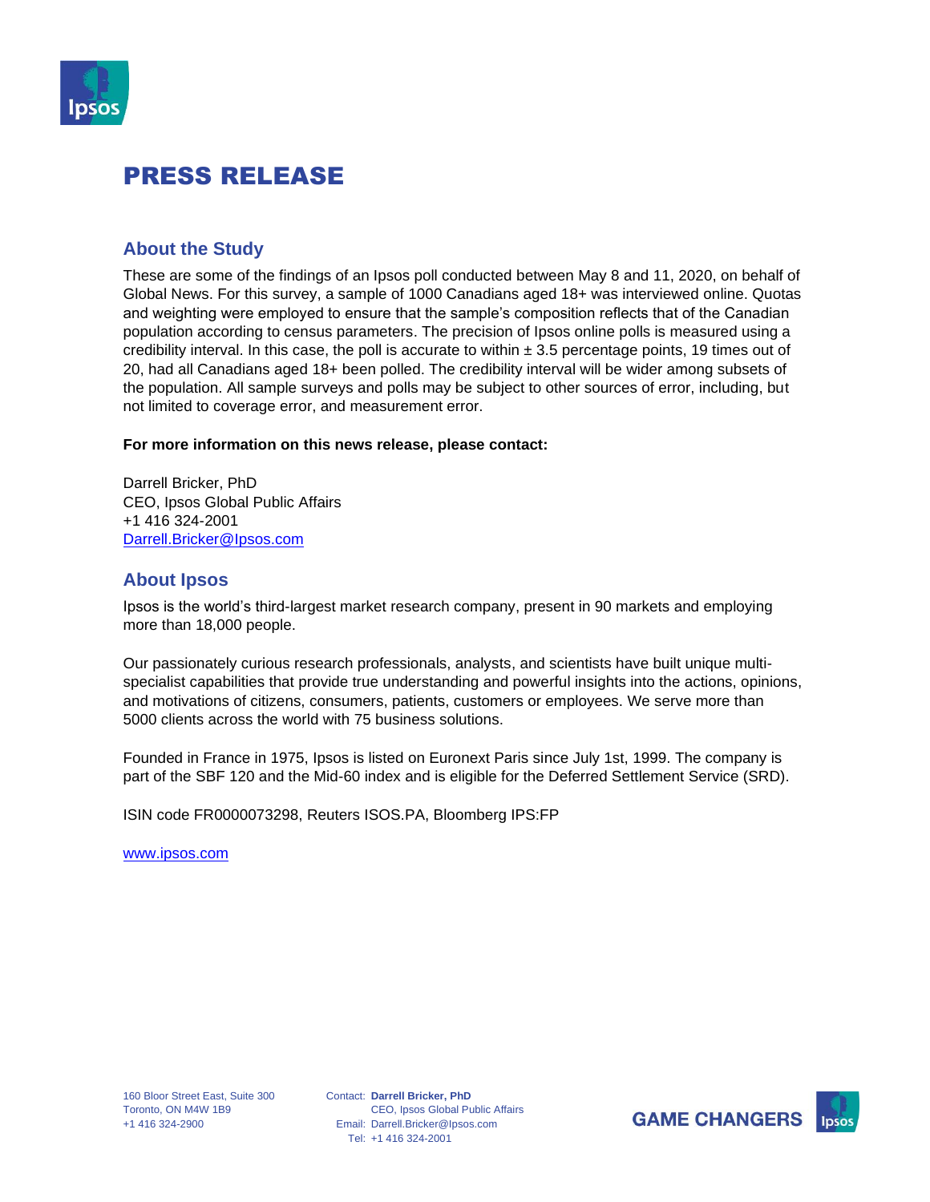# PRESS RELEASE

## About the Study

These are some of the findings of an Ipsos poll conducted between May 8 and 11, 2020, on behalf of Global News. For this survey, a sample of 1000 Canadians aged 18+ was interviewed online. Quotas and weighting were employed to ensure that the sample's composition reflects that of the Canadian population according to census parameters. The precision of Ipsos online polls is measured using a credibility interval. In this case, the poll is accurate to within ± 3.5 percentage points, 19 times out of 20, had all Canadians aged 18+ been polled. The credibility interval will be wider among subsets of the population. All sample surveys and polls may be subject to other sources of error, including, but not limited to coverage error, and measurement error.

**For more information on this news release, please contact:**

Darrell Bricker, PhD
CEO, Ipsos Global Public Affairs
+1 416 324-2001
Darrell.Bricker@Ipsos.com

## About Ipsos

Ipsos is the world's third-largest market research company, present in 90 markets and employing more than 18,000 people.

Our passionately curious research professionals, analysts, and scientists have built unique multi-specialist capabilities that provide true understanding and powerful insights into the actions, opinions, and motivations of citizens, consumers, patients, customers or employees. We serve more than 5000 clients across the world with 75 business solutions.

Founded in France in 1975, Ipsos is listed on Euronext Paris since July 1st, 1999. The company is part of the SBF 120 and the Mid-60 index and is eligible for the Deferred Settlement Service (SRD).

ISIN code FR0000073298, Reuters ISOS.PA, Bloomberg IPS:FP

www.ipsos.com